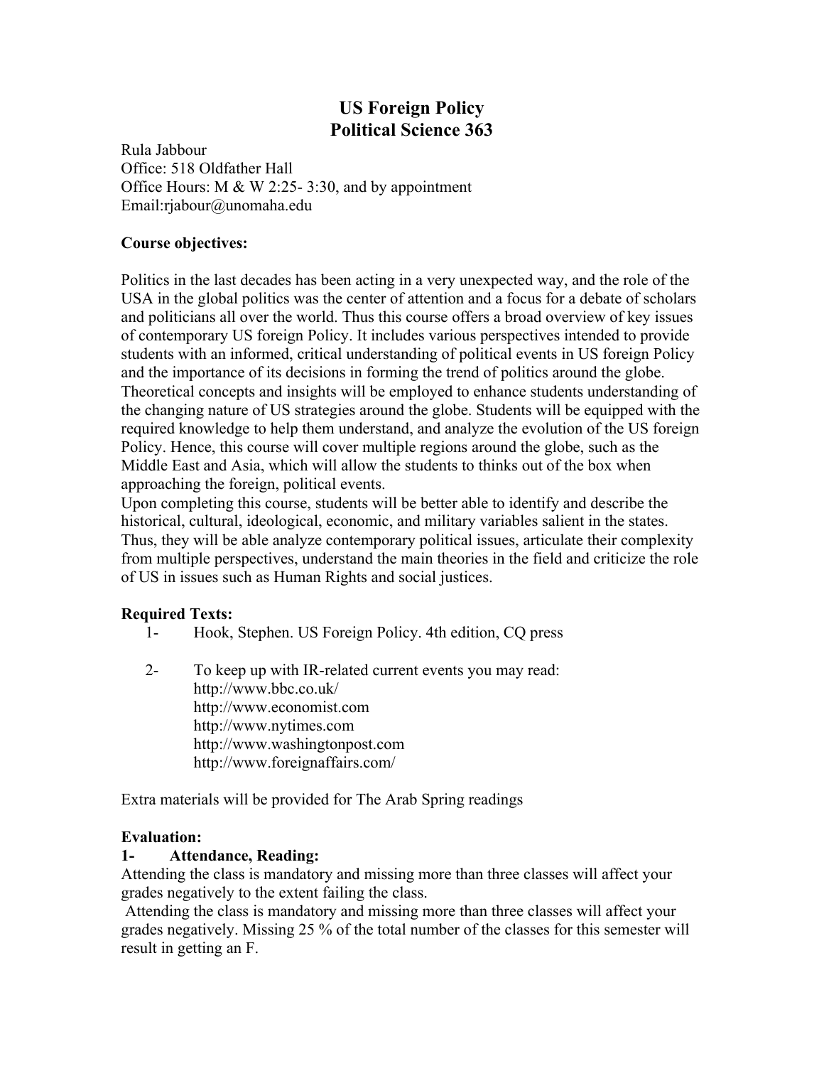# US Foreign Policy
# Political Science 363

Rula Jabbour
Office: 518 Oldfather Hall
Office Hours: M & W 2:25- 3:30, and by appointment
Email:rjabour@unomaha.edu

**Course objectives:**

Politics in the last decades has been acting in a very unexpected way, and the role of the USA in the global politics was the center of attention and a focus for a debate of scholars and politicians all over the world. Thus this course offers a broad overview of key issues of contemporary US foreign Policy. It includes various perspectives intended to provide students with an informed, critical understanding of political events in US foreign Policy and the importance of its decisions in forming the trend of politics around the globe. Theoretical concepts and insights will be employed to enhance students understanding of the changing nature of US strategies around the globe. Students will be equipped with the required knowledge to help them understand, and analyze the evolution of the US foreign Policy. Hence, this course will cover multiple regions around the globe, such as the Middle East and Asia, which will allow the students to thinks out of the box when approaching the foreign, political events.
Upon completing this course, students will be better able to identify and describe the historical, cultural, ideological, economic, and military variables salient in the states. Thus, they will be able analyze contemporary political issues, articulate their complexity from multiple perspectives, understand the main theories in the field and criticize the role of US in issues such as Human Rights and social justices.

**Required Texts:**

1- Hook, Stephen. US Foreign Policy. 4th edition, CQ press

2- To keep up with IR-related current events you may read:
http://www.bbc.co.uk/
http://www.economist.com
http://www.nytimes.com
http://www.washingtonpost.com
http://www.foreignaffairs.com/

Extra materials will be provided for The Arab Spring readings

**Evaluation:**

**1- Attendance, Reading:**

Attending the class is mandatory and missing more than three classes will affect your grades negatively to the extent failing the class.

Attending the class is mandatory and missing more than three classes will affect your grades negatively. Missing 25 % of the total number of the classes for this semester will result in getting an F.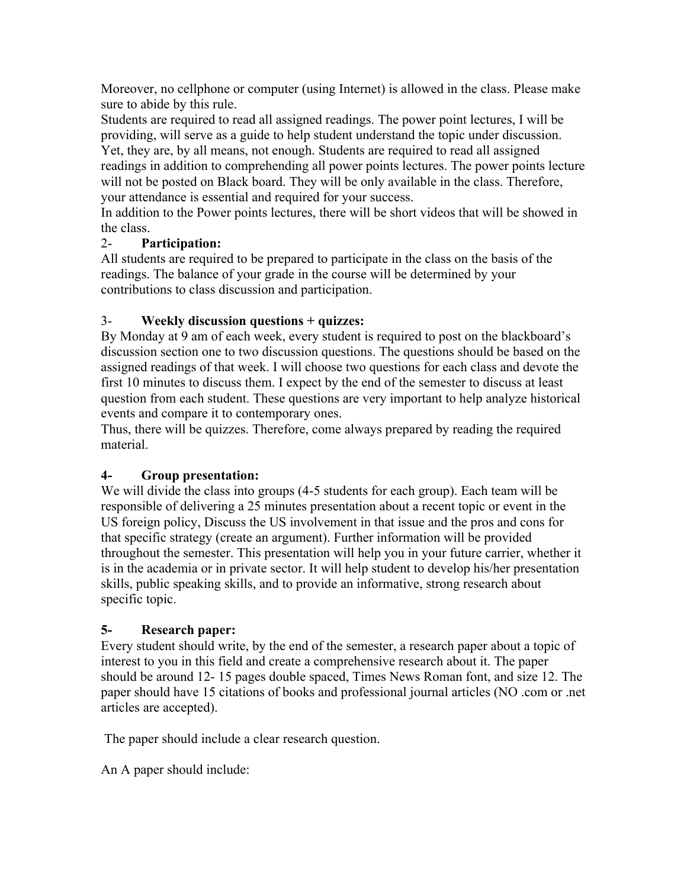Moreover, no cellphone or computer (using Internet) is allowed in the class. Please make sure to abide by this rule.

Students are required to read all assigned readings. The power point lectures, I will be providing, will serve as a guide to help student understand the topic under discussion. Yet, they are, by all means, not enough. Students are required to read all assigned readings in addition to comprehending all power points lectures. The power points lecture will not be posted on Black board. They will be only available in the class. Therefore, your attendance is essential and required for your success.

In addition to the Power points lectures, there will be short videos that will be showed in the class.

2- **Participation:**

All students are required to be prepared to participate in the class on the basis of the readings. The balance of your grade in the course will be determined by your contributions to class discussion and participation.

3- **Weekly discussion questions + quizzes:**

By Monday at 9 am of each week, every student is required to post on the blackboard's discussion section one to two discussion questions. The questions should be based on the assigned readings of that week. I will choose two questions for each class and devote the first 10 minutes to discuss them. I expect by the end of the semester to discuss at least question from each student. These questions are very important to help analyze historical events and compare it to contemporary ones.

Thus, there will be quizzes. Therefore, come always prepared by reading the required material.

**4- Group presentation:**

We will divide the class into groups (4-5 students for each group). Each team will be responsible of delivering a 25 minutes presentation about a recent topic or event in the US foreign policy, Discuss the US involvement in that issue and the pros and cons for that specific strategy (create an argument). Further information will be provided throughout the semester. This presentation will help you in your future carrier, whether it is in the academia or in private sector. It will help student to develop his/her presentation skills, public speaking skills, and to provide an informative, strong research about specific topic.

**5- Research paper:**

Every student should write, by the end of the semester, a research paper about a topic of interest to you in this field and create a comprehensive research about it. The paper should be around 12- 15 pages double spaced, Times News Roman font, and size 12. The paper should have 15 citations of books and professional journal articles (NO .com or .net articles are accepted).

The paper should include a clear research question.

An A paper should include: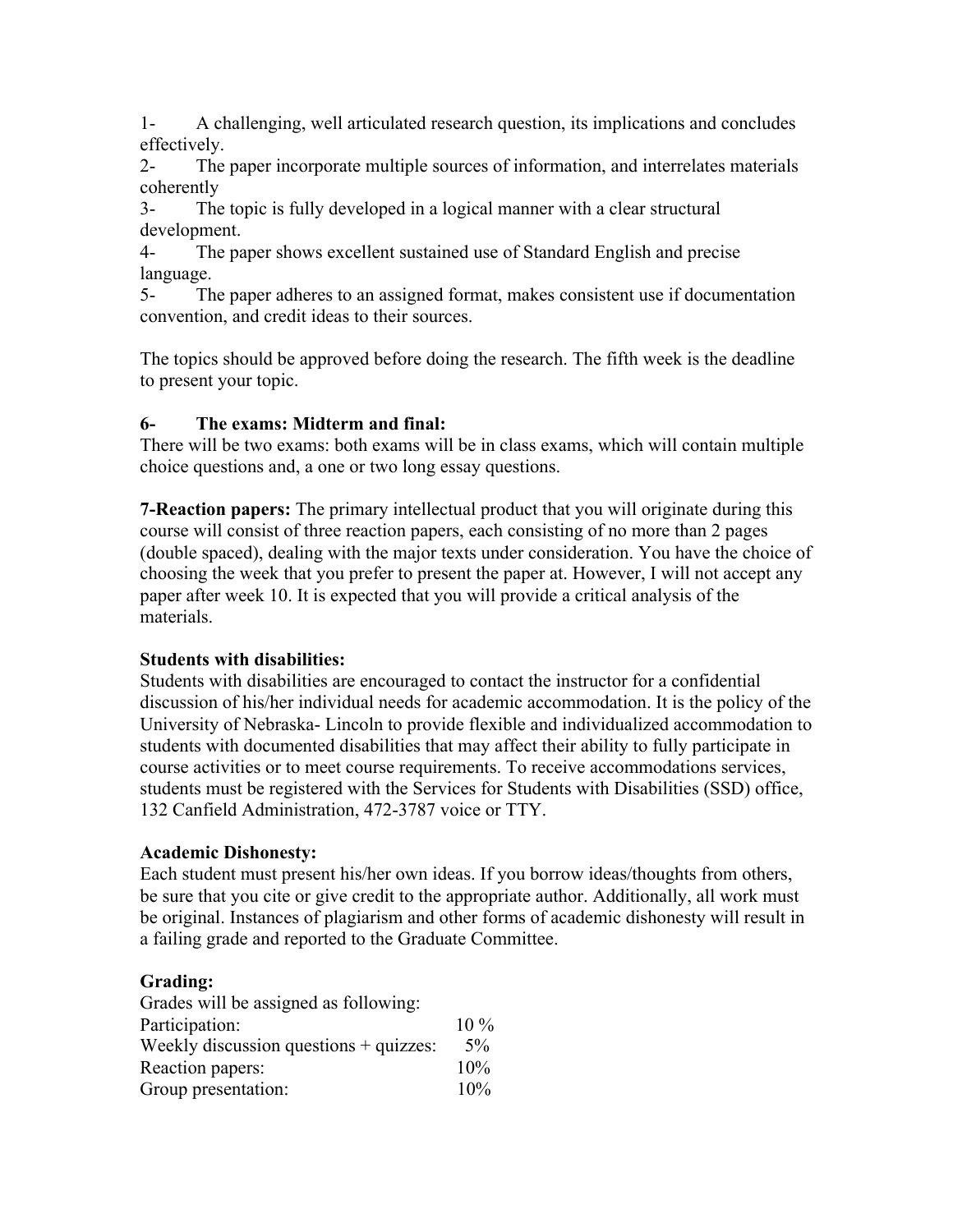1- A challenging, well articulated research question, its implications and concludes effectively.

2- The paper incorporate multiple sources of information, and interrelates materials coherently

3- The topic is fully developed in a logical manner with a clear structural development.

4- The paper shows excellent sustained use of Standard English and precise language.

5- The paper adheres to an assigned format, makes consistent use if documentation convention, and credit ideas to their sources.

The topics should be approved before doing the research. The fifth week is the deadline to present your topic.

**6- The exams: Midterm and final:**

There will be two exams: both exams will be in class exams, which will contain multiple choice questions and, a one or two long essay questions.

**7-Reaction papers:** The primary intellectual product that you will originate during this course will consist of three reaction papers, each consisting of no more than 2 pages (double spaced), dealing with the major texts under consideration. You have the choice of choosing the week that you prefer to present the paper at. However, I will not accept any paper after week 10. It is expected that you will provide a critical analysis of the materials.

**Students with disabilities:**

Students with disabilities are encouraged to contact the instructor for a confidential discussion of his/her individual needs for academic accommodation. It is the policy of the University of Nebraska- Lincoln to provide flexible and individualized accommodation to students with documented disabilities that may affect their ability to fully participate in course activities or to meet course requirements. To receive accommodations services, students must be registered with the Services for Students with Disabilities (SSD) office, 132 Canfield Administration, 472-3787 voice or TTY.

**Academic Dishonesty:**

Each student must present his/her own ideas. If you borrow ideas/thoughts from others, be sure that you cite or give credit to the appropriate author. Additionally, all work must be original. Instances of plagiarism and other forms of academic dishonesty will result in a failing grade and reported to the Graduate Committee.

**Grading:**

Grades will be assigned as following:

| | |
|---|---|
| Participation: | 10 % |
| Weekly discussion questions + quizzes: | 5% |
| Reaction papers: | 10% |
| Group presentation: | 10% |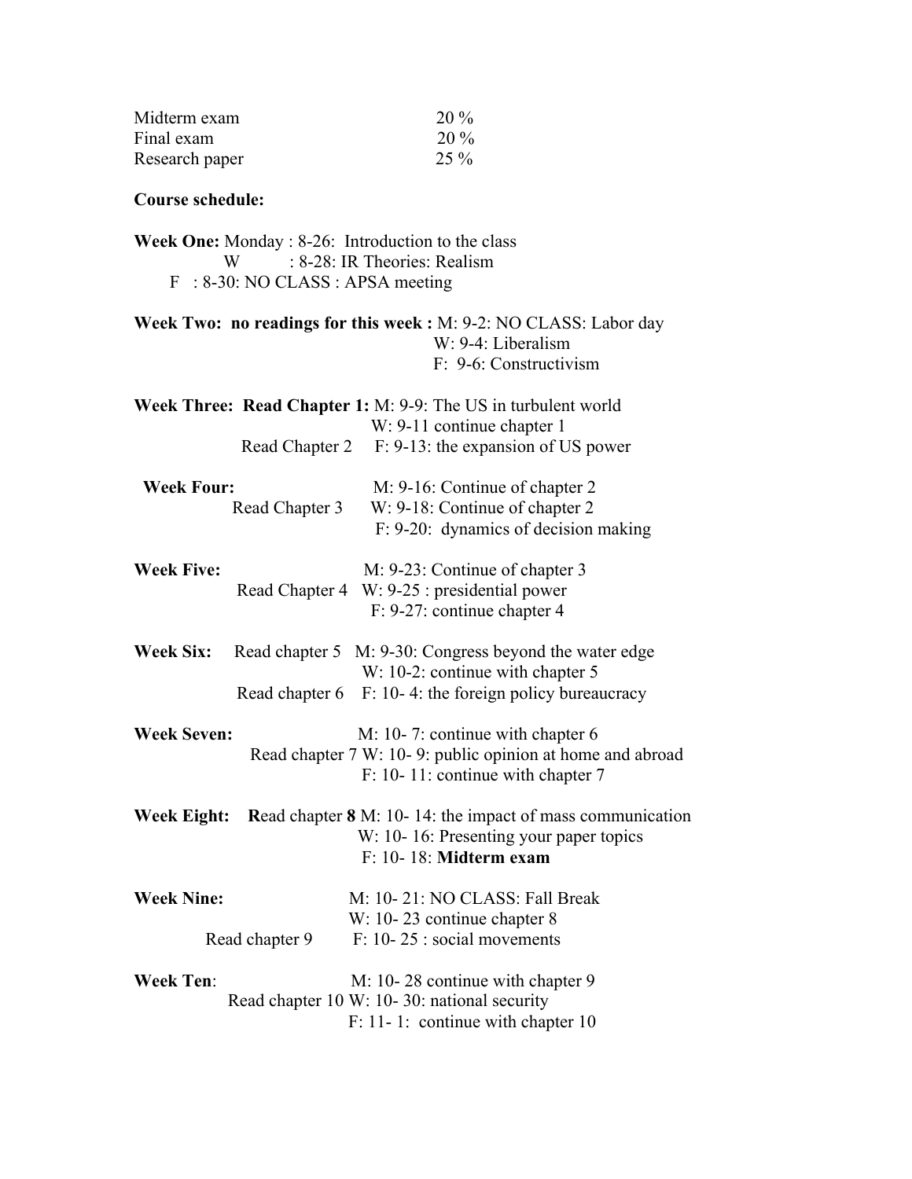| | |
|---|---|
| Midterm exam | 20 % |
| Final exam | 20 % |
| Research paper | 25 % |

**Course schedule:**

**Week One:** Monday : 8-26: Introduction to the class
W : 8-28: IR Theories: Realism
F : 8-30: NO CLASS : APSA meeting

**Week Two: no readings for this week :** M: 9-2: NO CLASS: Labor day
W: 9-4: Liberalism
F: 9-6: Constructivism

**Week Three: Read Chapter 1:** M: 9-9: The US in turbulent world
W: 9-11 continue chapter 1
Read Chapter 2 F: 9-13: the expansion of US power

**Week Four:** M: 9-16: Continue of chapter 2
Read Chapter 3 W: 9-18: Continue of chapter 2
F: 9-20: dynamics of decision making

**Week Five:** M: 9-23: Continue of chapter 3
Read Chapter 4 W: 9-25 : presidential power
F: 9-27: continue chapter 4

**Week Six:** Read chapter 5 M: 9-30: Congress beyond the water edge
W: 10-2: continue with chapter 5
Read chapter 6 F: 10- 4: the foreign policy bureaucracy

**Week Seven:** M: 10- 7: continue with chapter 6
Read chapter 7 W: 10- 9: public opinion at home and abroad
F: 10- 11: continue with chapter 7

**Week Eight:** **R**ead chapter **8** M: 10- 14: the impact of mass communication
W: 10- 16: Presenting your paper topics
F: 10- 18: **Midterm exam**

**Week Nine:** M: 10- 21: NO CLASS: Fall Break
W: 10- 23 continue chapter 8
Read chapter 9 F: 10- 25 : social movements

**Week Ten**: M: 10- 28 continue with chapter 9
Read chapter 10 W: 10- 30: national security
F: 11- 1: continue with chapter 10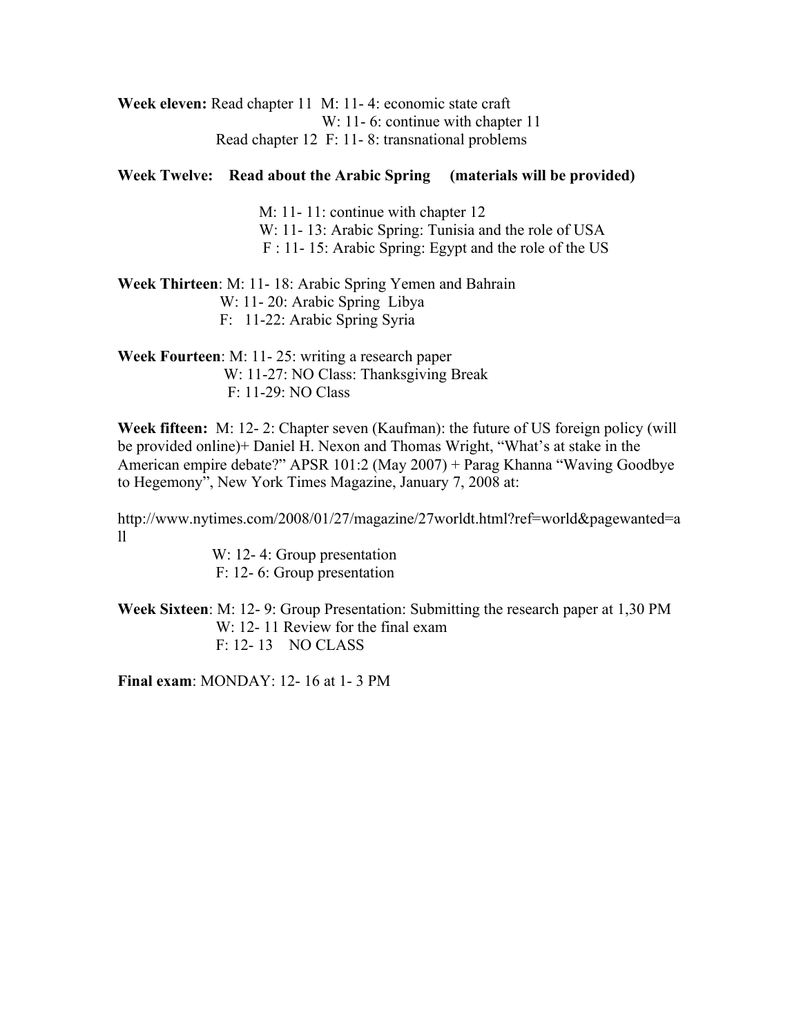**Week eleven:** Read chapter 11 M: 11- 4: economic state craft
W: 11- 6: continue with chapter 11
Read chapter 12 F: 11- 8: transnational problems

**Week Twelve: Read about the Arabic Spring (materials will be provided)**

M: 11- 11: continue with chapter 12
W: 11- 13: Arabic Spring: Tunisia and the role of USA
F : 11- 15: Arabic Spring: Egypt and the role of the US

**Week Thirteen**: M: 11- 18: Arabic Spring Yemen and Bahrain
W: 11- 20: Arabic Spring Libya
F: 11-22: Arabic Spring Syria

**Week Fourteen**: M: 11- 25: writing a research paper
W: 11-27: NO Class: Thanksgiving Break
F: 11-29: NO Class

**Week fifteen:** M: 12- 2: Chapter seven (Kaufman): the future of US foreign policy (will be provided online)+ Daniel H. Nexon and Thomas Wright, "What's at stake in the American empire debate?" APSR 101:2 (May 2007) + Parag Khanna "Waving Goodbye to Hegemony", New York Times Magazine, January 7, 2008 at:

http://www.nytimes.com/2008/01/27/magazine/27worldt.html?ref=world&pagewanted=all

W: 12- 4: Group presentation
F: 12- 6: Group presentation

**Week Sixteen**: M: 12- 9: Group Presentation: Submitting the research paper at 1,30 PM
W: 12- 11 Review for the final exam
F: 12- 13 NO CLASS

**Final exam**: MONDAY: 12- 16 at 1- 3 PM